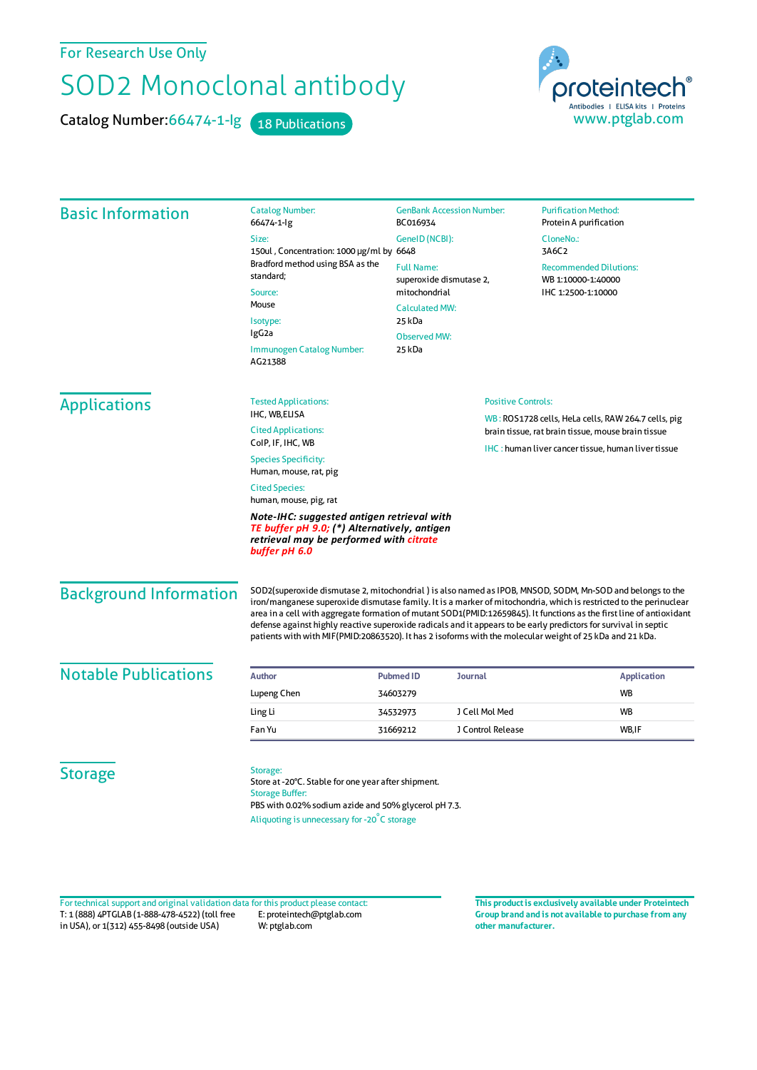For Research Use Only

# SOD2 Monoclonal antibody

Catalog Number:66474-1-Ig  18 Publications

proteintech® Antibodies | ELISA kits | Proteins
www.ptglab.com

## Basic Information

Catalog Number:
66474-1-Ig

Size:
150ul , Concentration: 1000 μg/ml by Bradford method using BSA as the standard;

Source:
Mouse

Isotype:
IgG2a

Immunogen Catalog Number:
AG21388

GenBank Accession Number:
BC016934

GeneID (NCBI):
6648

Full Name:
superoxide dismutase 2, mitochondrial

Calculated MW:
25 kDa

Observed MW:
25 kDa

Purification Method:
Protein A purification

CloneNo.:
3A6C2

Recommended Dilutions:
WB 1:10000-1:40000
IHC 1:2500-1:10000

## Applications

Tested Applications:
IHC, WB,ELISA

Cited Applications:
CoIP, IF, IHC, WB

Species Specificity:
Human, mouse, rat, pig

Cited Species:
human, mouse, pig, rat

***Note-IHC: suggested antigen retrieval with TE buffer pH 9.0; (\*) Alternatively, antigen retrieval may be performed with citrate buffer pH 6.0***

Positive Controls:

WB : ROS1728 cells, HeLa cells, RAW 264.7 cells, pig brain tissue, rat brain tissue, mouse brain tissue

IHC : human liver cancer tissue, human liver tissue

## Background Information

SOD2(superoxide dismutase 2, mitochondrial ) is also named as IPOB, MNSOD, SODM, Mn-SOD and belongs to the iron/manganese superoxide dismutase family. It is a marker of mitochondria, which is restricted to the perinuclear area in a cell with aggregate formation of mutant SOD1(PMID:12659845). It functions as the first line of antioxidant defense against highly reactive superoxide radicals and it appears to be early predictors for survival in septic patients with with MIF(PMID:20863520). It has 2 isoforms with the molecular weight of 25 kDa and 21 kDa.

## Notable Publications

| Author | Pubmed ID | Journal | Application |
|---|---|---|---|
| Lupeng Chen | 34603279 | | WB |
| Ling Li | 34532973 | J Cell Mol Med | WB |
| Fan Yu | 31669212 | J Control Release | WB,IF |

## Storage

Storage:
Store at -20°C. Stable for one year after shipment.
Storage Buffer:
PBS with 0.02% sodium azide and 50% glycerol pH 7.3.
Aliquoting is unnecessary for -20°C storage

For technical support and original validation data for this product please contact:
T: 1 (888) 4PTGLAB (1-888-478-4522) (toll free in USA), or 1(312) 455-8498 (outside USA)
E: proteintech@ptglab.com
W: ptglab.com

**This product is exclusively available under Proteintech Group brand and is not available to purchase from any other manufacturer.**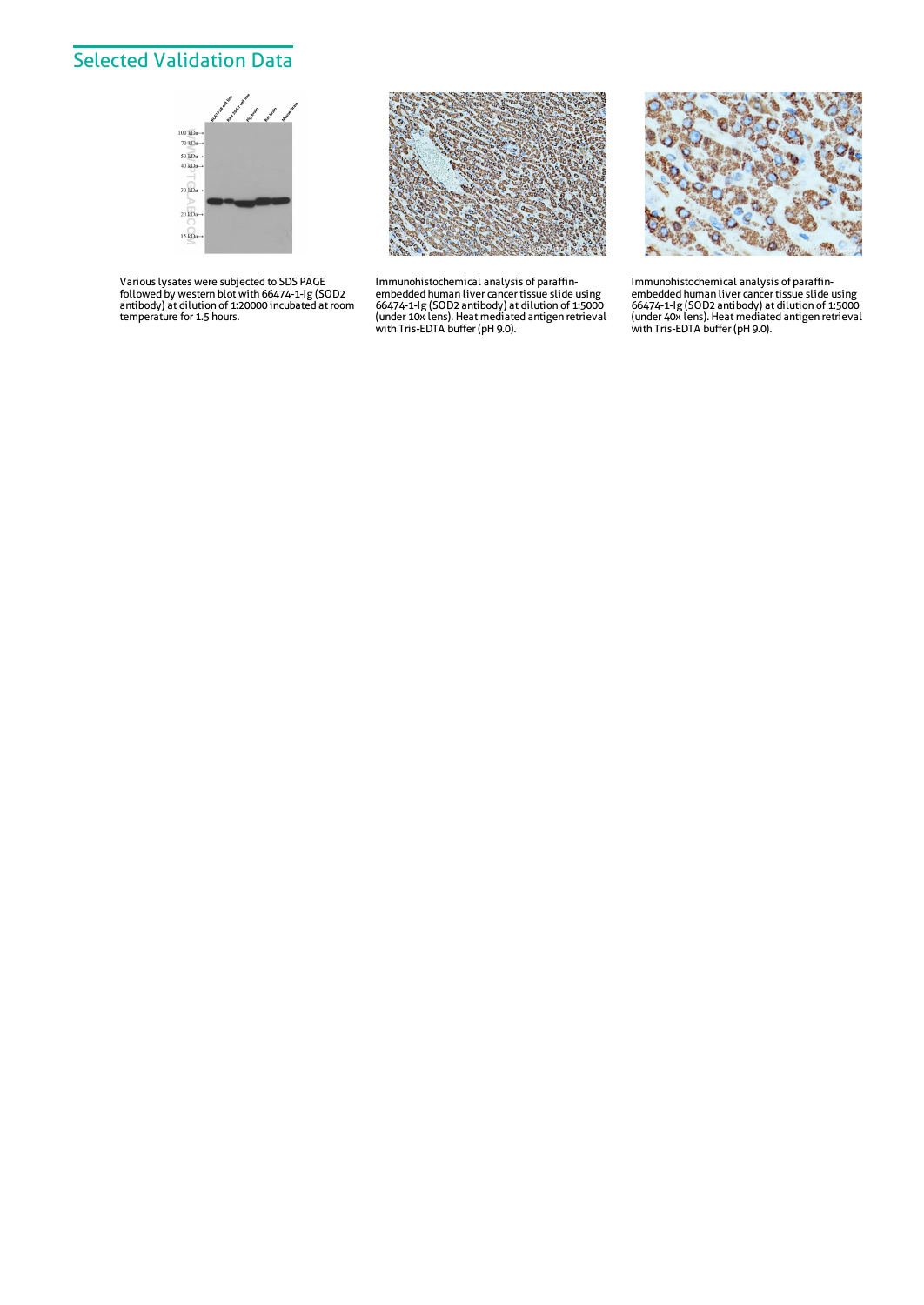## Selected Validation Data

100 kDa→
70 kDa→
50 kDa→
40 kDa→
30 kDa→
20 kDa→
15 kDa→

Various lysates were subjected to SDS PAGE followed by western blot with 66474-1-Ig (SOD2 antibody) at dilution of 1:20000 incubated at room temperature for 1.5 hours.

Immunohistochemical analysis of paraffin-embedded human liver cancer tissue slide using 66474-1-Ig (SOD2 antibody) at dilution of 1:5000 (under 10x lens). Heat mediated antigen retrieval with Tris-EDTA buffer (pH 9.0).

Immunohistochemical analysis of paraffin-embedded human liver cancer tissue slide using 66474-1-Ig (SOD2 antibody) at dilution of 1:5000 (under 40x lens). Heat mediated antigen retrieval with Tris-EDTA buffer (pH 9.0).